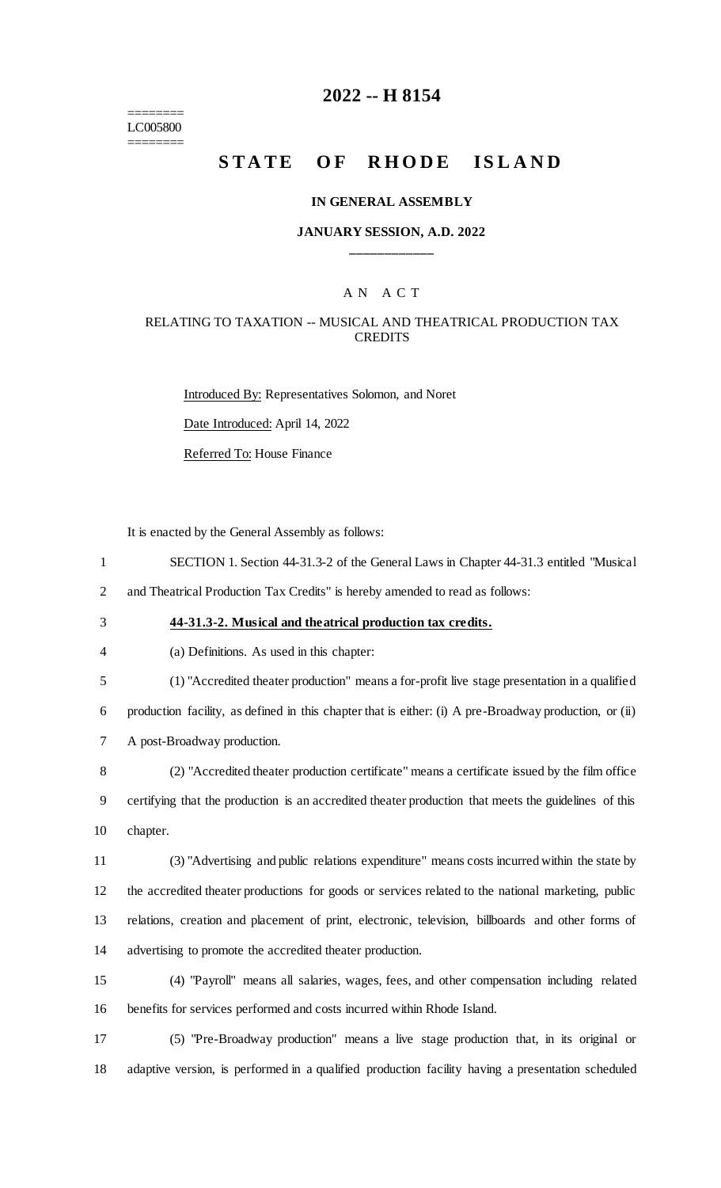========
LC005800
========

# 2022 -- H 8154

# STATE OF RHODE ISLAND

**IN GENERAL ASSEMBLY**

**JANUARY SESSION, A.D. 2022**

____________

A N  A C T

RELATING TO TAXATION -- MUSICAL AND THEATRICAL PRODUCTION TAX CREDITS

Introduced By: Representatives Solomon, and Noret

Date Introduced: April 14, 2022

Referred To: House Finance

It is enacted by the General Assembly as follows:

SECTION 1. Section 44-31.3-2 of the General Laws in Chapter 44-31.3 entitled "Musical and Theatrical Production Tax Credits" is hereby amended to read as follows:

**44-31.3-2. Musical and theatrical production tax credits.**

(a) Definitions. As used in this chapter:

(1) "Accredited theater production" means a for-profit live stage presentation in a qualified production facility, as defined in this chapter that is either: (i) A pre-Broadway production, or (ii) A post-Broadway production.

(2) "Accredited theater production certificate" means a certificate issued by the film office certifying that the production is an accredited theater production that meets the guidelines of this chapter.

(3) "Advertising and public relations expenditure" means costs incurred within the state by the accredited theater productions for goods or services related to the national marketing, public relations, creation and placement of print, electronic, television, billboards and other forms of advertising to promote the accredited theater production.

(4) "Payroll" means all salaries, wages, fees, and other compensation including related benefits for services performed and costs incurred within Rhode Island.

(5) "Pre-Broadway production" means a live stage production that, in its original or adaptive version, is performed in a qualified production facility having a presentation scheduled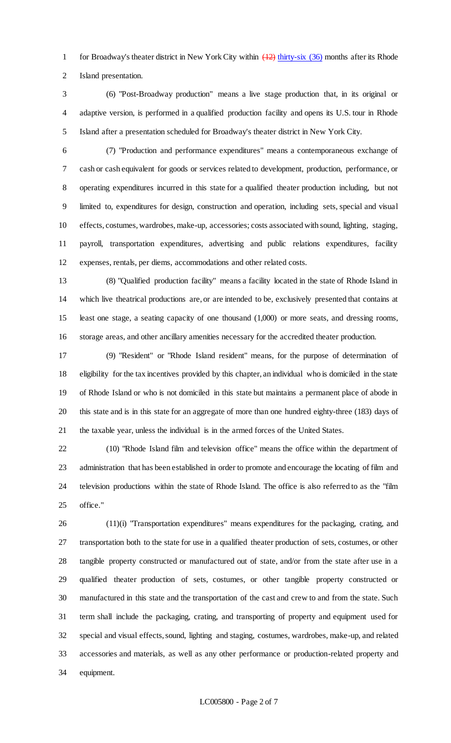for Broadway's theater district in New York City within ~~(12)~~ thirty-six (36) months after its Rhode Island presentation.

(6) "Post-Broadway production" means a live stage production that, in its original or adaptive version, is performed in a qualified production facility and opens its U.S. tour in Rhode Island after a presentation scheduled for Broadway's theater district in New York City.

(7) "Production and performance expenditures" means a contemporaneous exchange of cash or cash equivalent for goods or services related to development, production, performance, or operating expenditures incurred in this state for a qualified theater production including, but not limited to, expenditures for design, construction and operation, including sets, special and visual effects, costumes, wardrobes, make-up, accessories; costs associated with sound, lighting, staging, payroll, transportation expenditures, advertising and public relations expenditures, facility expenses, rentals, per diems, accommodations and other related costs.

(8) "Qualified production facility" means a facility located in the state of Rhode Island in which live theatrical productions are, or are intended to be, exclusively presented that contains at least one stage, a seating capacity of one thousand (1,000) or more seats, and dressing rooms, storage areas, and other ancillary amenities necessary for the accredited theater production.

(9) "Resident" or "Rhode Island resident" means, for the purpose of determination of eligibility for the tax incentives provided by this chapter, an individual who is domiciled in the state of Rhode Island or who is not domiciled in this state but maintains a permanent place of abode in this state and is in this state for an aggregate of more than one hundred eighty-three (183) days of the taxable year, unless the individual is in the armed forces of the United States.

(10) "Rhode Island film and television office" means the office within the department of administration that has been established in order to promote and encourage the locating of film and television productions within the state of Rhode Island. The office is also referred to as the "film office."

(11)(i) "Transportation expenditures" means expenditures for the packaging, crating, and transportation both to the state for use in a qualified theater production of sets, costumes, or other tangible property constructed or manufactured out of state, and/or from the state after use in a qualified theater production of sets, costumes, or other tangible property constructed or manufactured in this state and the transportation of the cast and crew to and from the state. Such term shall include the packaging, crating, and transporting of property and equipment used for special and visual effects, sound, lighting and staging, costumes, wardrobes, make-up, and related accessories and materials, as well as any other performance or production-related property and equipment.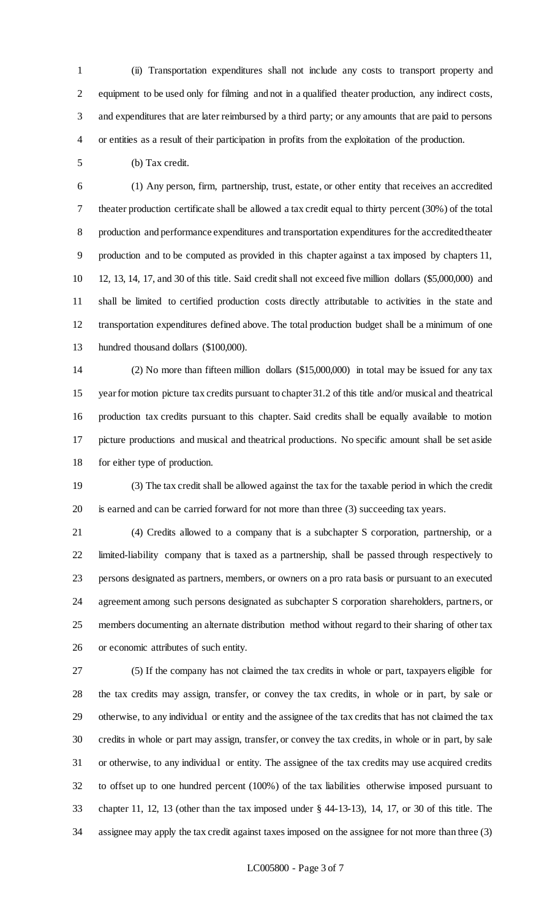(ii) Transportation expenditures shall not include any costs to transport property and equipment to be used only for filming and not in a qualified theater production, any indirect costs, and expenditures that are later reimbursed by a third party; or any amounts that are paid to persons or entities as a result of their participation in profits from the exploitation of the production.

(b) Tax credit.

(1) Any person, firm, partnership, trust, estate, or other entity that receives an accredited theater production certificate shall be allowed a tax credit equal to thirty percent (30%) of the total production and performance expenditures and transportation expenditures for the accredited theater production and to be computed as provided in this chapter against a tax imposed by chapters 11, 12, 13, 14, 17, and 30 of this title. Said credit shall not exceed five million dollars ($5,000,000) and shall be limited to certified production costs directly attributable to activities in the state and transportation expenditures defined above. The total production budget shall be a minimum of one hundred thousand dollars ($100,000).

(2) No more than fifteen million dollars ($15,000,000) in total may be issued for any tax year for motion picture tax credits pursuant to chapter 31.2 of this title and/or musical and theatrical production tax credits pursuant to this chapter. Said credits shall be equally available to motion picture productions and musical and theatrical productions. No specific amount shall be set aside for either type of production.

(3) The tax credit shall be allowed against the tax for the taxable period in which the credit is earned and can be carried forward for not more than three (3) succeeding tax years.

(4) Credits allowed to a company that is a subchapter S corporation, partnership, or a limited-liability company that is taxed as a partnership, shall be passed through respectively to persons designated as partners, members, or owners on a pro rata basis or pursuant to an executed agreement among such persons designated as subchapter S corporation shareholders, partners, or members documenting an alternate distribution method without regard to their sharing of other tax or economic attributes of such entity.

(5) If the company has not claimed the tax credits in whole or part, taxpayers eligible for the tax credits may assign, transfer, or convey the tax credits, in whole or in part, by sale or otherwise, to any individual or entity and the assignee of the tax credits that has not claimed the tax credits in whole or part may assign, transfer, or convey the tax credits, in whole or in part, by sale or otherwise, to any individual or entity. The assignee of the tax credits may use acquired credits to offset up to one hundred percent (100%) of the tax liabilities otherwise imposed pursuant to chapter 11, 12, 13 (other than the tax imposed under § 44-13-13), 14, 17, or 30 of this title. The assignee may apply the tax credit against taxes imposed on the assignee for not more than three (3)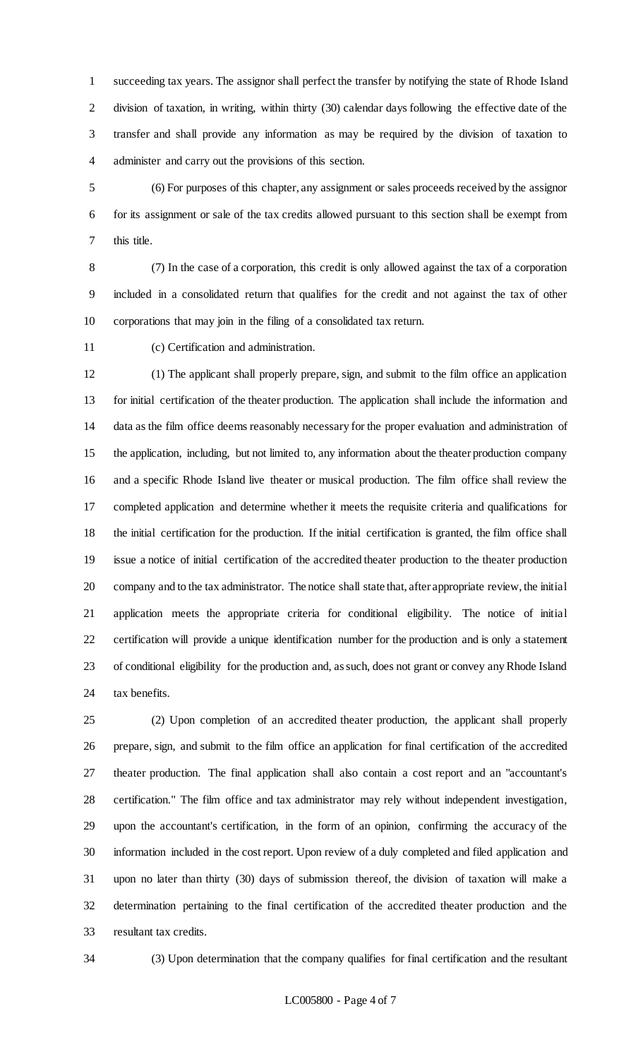succeeding tax years. The assignor shall perfect the transfer by notifying the state of Rhode Island division of taxation, in writing, within thirty (30) calendar days following the effective date of the transfer and shall provide any information as may be required by the division of taxation to administer and carry out the provisions of this section.

(6) For purposes of this chapter, any assignment or sales proceeds received by the assignor for its assignment or sale of the tax credits allowed pursuant to this section shall be exempt from this title.

(7) In the case of a corporation, this credit is only allowed against the tax of a corporation included in a consolidated return that qualifies for the credit and not against the tax of other corporations that may join in the filing of a consolidated tax return.

(c) Certification and administration.

(1) The applicant shall properly prepare, sign, and submit to the film office an application for initial certification of the theater production. The application shall include the information and data as the film office deems reasonably necessary for the proper evaluation and administration of the application, including, but not limited to, any information about the theater production company and a specific Rhode Island live theater or musical production. The film office shall review the completed application and determine whether it meets the requisite criteria and qualifications for the initial certification for the production. If the initial certification is granted, the film office shall issue a notice of initial certification of the accredited theater production to the theater production company and to the tax administrator. The notice shall state that, after appropriate review, the initial application meets the appropriate criteria for conditional eligibility. The notice of initial certification will provide a unique identification number for the production and is only a statement of conditional eligibility for the production and, as such, does not grant or convey any Rhode Island tax benefits.

(2) Upon completion of an accredited theater production, the applicant shall properly prepare, sign, and submit to the film office an application for final certification of the accredited theater production. The final application shall also contain a cost report and an "accountant's certification." The film office and tax administrator may rely without independent investigation, upon the accountant's certification, in the form of an opinion, confirming the accuracy of the information included in the cost report. Upon review of a duly completed and filed application and upon no later than thirty (30) days of submission thereof, the division of taxation will make a determination pertaining to the final certification of the accredited theater production and the resultant tax credits.

(3) Upon determination that the company qualifies for final certification and the resultant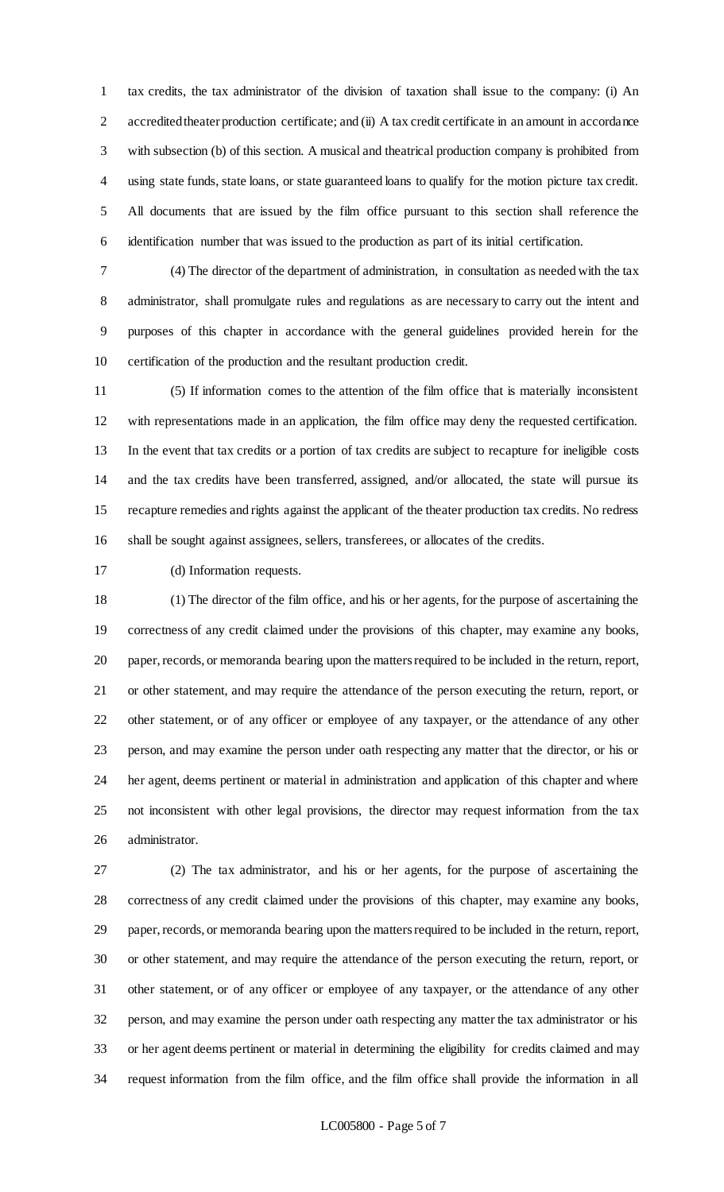tax credits, the tax administrator of the division of taxation shall issue to the company: (i) An accredited theater production certificate; and (ii) A tax credit certificate in an amount in accordance with subsection (b) of this section. A musical and theatrical production company is prohibited from using state funds, state loans, or state guaranteed loans to qualify for the motion picture tax credit. All documents that are issued by the film office pursuant to this section shall reference the identification number that was issued to the production as part of its initial certification.

(4) The director of the department of administration, in consultation as needed with the tax administrator, shall promulgate rules and regulations as are necessary to carry out the intent and purposes of this chapter in accordance with the general guidelines provided herein for the certification of the production and the resultant production credit.

(5) If information comes to the attention of the film office that is materially inconsistent with representations made in an application, the film office may deny the requested certification. In the event that tax credits or a portion of tax credits are subject to recapture for ineligible costs and the tax credits have been transferred, assigned, and/or allocated, the state will pursue its recapture remedies and rights against the applicant of the theater production tax credits. No redress shall be sought against assignees, sellers, transferees, or allocates of the credits.

(d) Information requests.

(1) The director of the film office, and his or her agents, for the purpose of ascertaining the correctness of any credit claimed under the provisions of this chapter, may examine any books, paper, records, or memoranda bearing upon the matters required to be included in the return, report, or other statement, and may require the attendance of the person executing the return, report, or other statement, or of any officer or employee of any taxpayer, or the attendance of any other person, and may examine the person under oath respecting any matter that the director, or his or her agent, deems pertinent or material in administration and application of this chapter and where not inconsistent with other legal provisions, the director may request information from the tax administrator.

(2) The tax administrator, and his or her agents, for the purpose of ascertaining the correctness of any credit claimed under the provisions of this chapter, may examine any books, paper, records, or memoranda bearing upon the matters required to be included in the return, report, or other statement, and may require the attendance of the person executing the return, report, or other statement, or of any officer or employee of any taxpayer, or the attendance of any other person, and may examine the person under oath respecting any matter the tax administrator or his or her agent deems pertinent or material in determining the eligibility for credits claimed and may request information from the film office, and the film office shall provide the information in all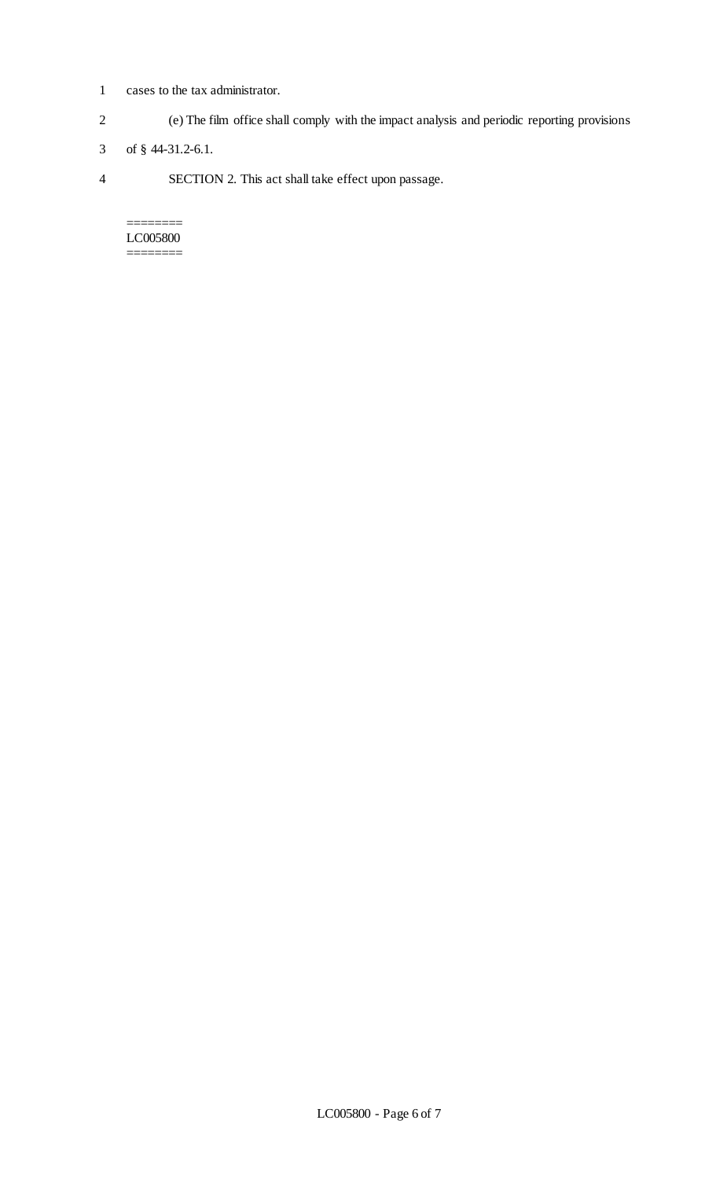cases to the tax administrator.

(e) The film office shall comply with the impact analysis and periodic reporting provisions of § 44-31.2-6.1.

SECTION 2. This act shall take effect upon passage.

========
LC005800
========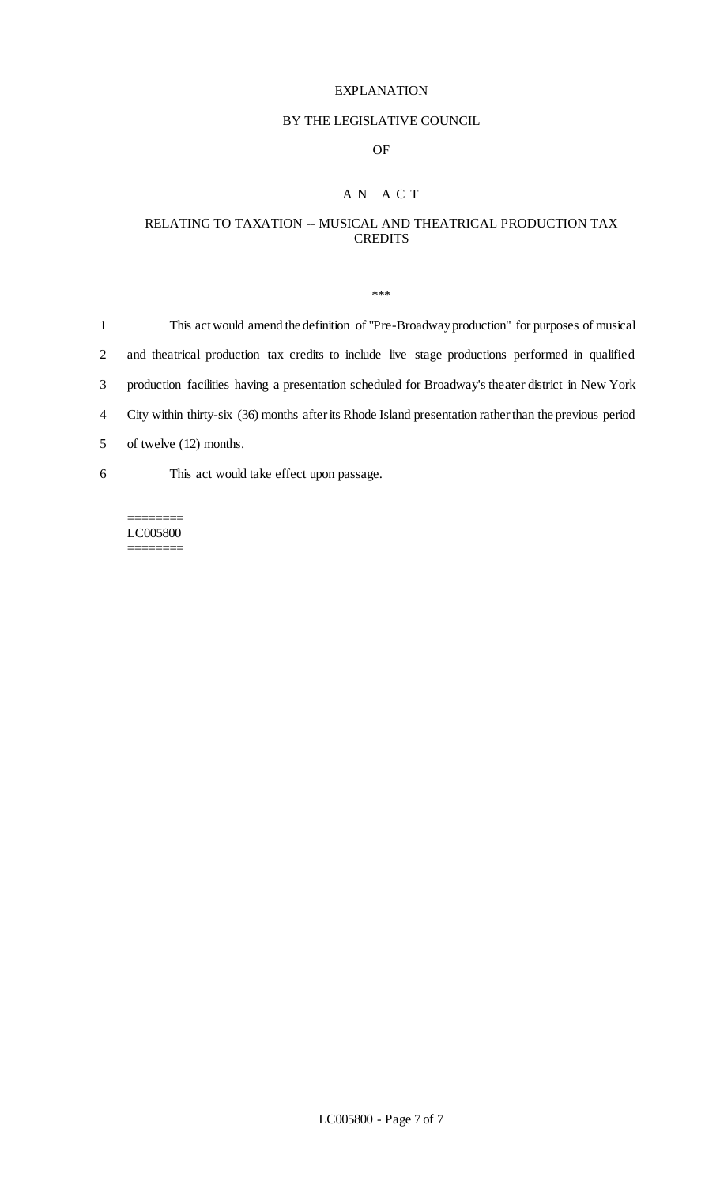EXPLANATION

BY THE LEGISLATIVE COUNCIL

OF

A N A C T

RELATING TO TAXATION -- MUSICAL AND THEATRICAL PRODUCTION TAX CREDITS

\*\*\*

This act would amend the definition of "Pre-Broadway production" for purposes of musical and theatrical production tax credits to include live stage productions performed in qualified production facilities having a presentation scheduled for Broadway's theater district in New York City within thirty-six (36) months after its Rhode Island presentation rather than the previous period of twelve (12) months.

This act would take effect upon passage.

========
LC005800
========